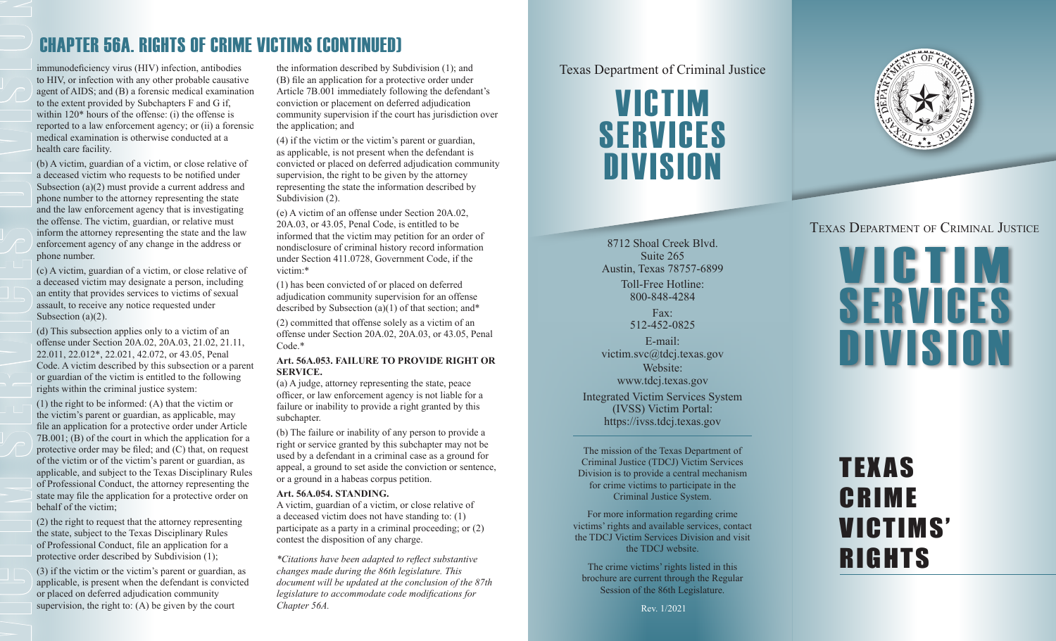## CHAPTER 56A. RIGHTS OF CRIME VICTIMS (CONTINUED)

immunodeficiency virus (HIV) infection, antibodies to HIV, or infection with any other probable causative agent of AIDS; and (B) a forensic medical examination to the extent provided by Subchapters F and G if, within 120* hours of the offense: (i) the offense is reported to a law enforcement agency; or (ii) a forensic medical examination is otherwise conducted at a health care facility.

(b) A victim, guardian of a victim, or close relative of a deceased victim who requests to be notified under Subsection (a)(2) must provide a current address and phone number to the attorney representing the state and the law enforcement agency that is investigating the offense. The victim, guardian, or relative must inform the attorney representing the state and the law enforcement agency of any change in the address or phone number.

(c) A victim, guardian of a victim, or close relative of a deceased victim may designate a person, including an entity that provides services to victims of sexual assault, to receive any notice requested under Subsection (a)(2).

(d) This subsection applies only to a victim of an offense under Section 20A.02, 20A.03, 21.02, 21.11, 22.011, 22.012*, 22.021, 42.072, or 43.05, Penal Code. A victim described by this subsection or a parent or guardian of the victim is entitled to the following rights within the criminal justice system:

(1) the right to be informed: (A) that the victim or the victim's parent or guardian, as applicable, may file an application for a protective order under Article 7B.001; (B) of the court in which the application for a protective order may be filed; and (C) that, on request of the victim or of the victim's parent or guardian, as applicable, and subject to the Texas Disciplinary Rules of Professional Conduct, the attorney representing the state may file the application for a protective order on behalf of the victim;

(2) the right to request that the attorney representing the state, subject to the Texas Disciplinary Rules of Professional Conduct, file an application for a protective order described by Subdivision (1);

(3) if the victim or the victim's parent or guardian, as applicable, is present when the defendant is convicted or placed on deferred adjudication community supervision, the right to: (A) be given by the court the information described by Subdivision (1); and (B) file an application for a protective order under Article 7B.001 immediately following the defendant's conviction or placement on deferred adjudication community supervision if the court has jurisdiction over the application; and

(4) if the victim or the victim's parent or guardian, as applicable, is not present when the defendant is convicted or placed on deferred adjudication community supervision, the right to be given by the attorney representing the state the information described by Subdivision (2).

(e) A victim of an offense under Section 20A.02, 20A.03, or 43.05, Penal Code, is entitled to be informed that the victim may petition for an order of nondisclosure of criminal history record information under Section 411.0728, Government Code, if the victim:*

(1) has been convicted of or placed on deferred adjudication community supervision for an offense described by Subsection (a)(1) of that section; and*

(2) committed that offense solely as a victim of an offense under Section 20A.02, 20A.03, or 43.05, Penal Code.*

**Art. 56A.053. FAILURE TO PROVIDE RIGHT OR SERVICE.**

(a) A judge, attorney representing the state, peace officer, or law enforcement agency is not liable for a failure or inability to provide a right granted by this subchapter.

(b) The failure or inability of any person to provide a right or service granted by this subchapter may not be used by a defendant in a criminal case as a ground for appeal, a ground to set aside the conviction or sentence, or a ground in a habeas corpus petition.

**Art. 56A.054. STANDING.**

A victim, guardian of a victim, or close relative of a deceased victim does not have standing to: (1) participate as a party in a criminal proceeding; or (2) contest the disposition of any charge.

*\*Citations have been adapted to reflect substantive changes made during the 86th legislature. This document will be updated at the conclusion of the 87th legislature to accommodate code modifications for Chapter 56A.*

Texas Department of Criminal Justice

# VICTIM SERVICES DIVISION

8712 Shoal Creek Blvd.
Suite 265
Austin, Texas 78757-6899

Toll-Free Hotline:
800-848-4284

Fax:
512-452-0825

E-mail:
victim.svc@tdcj.texas.gov

Website:
www.tdcj.texas.gov

Integrated Victim Services System (IVSS) Victim Portal:
https://ivss.tdcj.texas.gov

The mission of the Texas Department of Criminal Justice (TDCJ) Victim Services Division is to provide a central mechanism for crime victims to participate in the Criminal Justice System.

For more information regarding crime victims' rights and available services, contact the TDCJ Victim Services Division and visit the TDCJ website.

The crime victims' rights listed in this brochure are current through the Regular Session of the 86th Legislature.

Rev. 1/2021

Texas Department of Criminal Justice

# VICTIM SERVICES DIVISION

# TEXAS CRIME VICTIMS' RIGHTS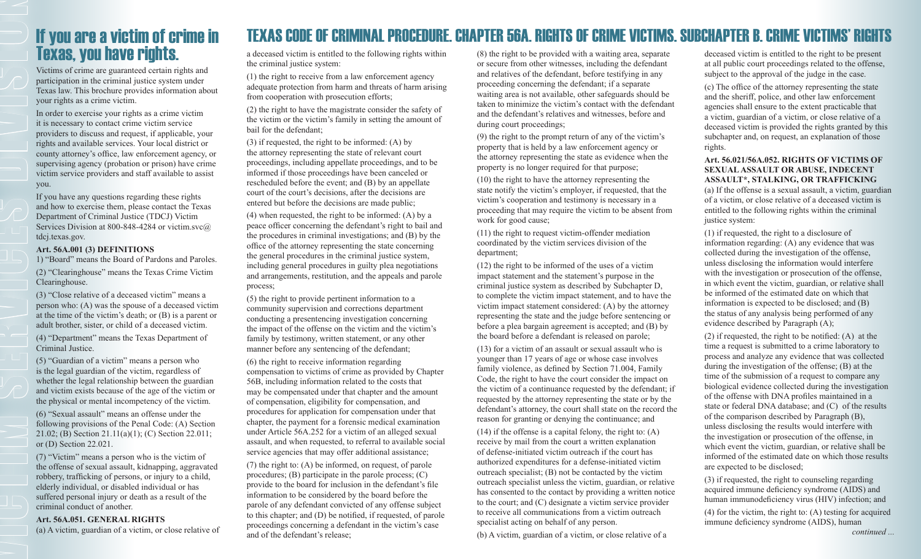# If you are a victim of crime in Texas, you have rights.

Victims of crime are guaranteed certain rights and participation in the criminal justice system under Texas law. This brochure provides information about your rights as a crime victim.

In order to exercise your rights as a crime victim it is necessary to contact crime victim service providers to discuss and request, if applicable, your rights and available services. Your local district or county attorney's office, law enforcement agency, or supervising agency (probation or prison) have crime victim service providers and staff available to assist you.

If you have any questions regarding these rights and how to exercise them, please contact the Texas Department of Criminal Justice (TDCJ) Victim Services Division at 800-848-4284 or victim.svc@tdcj.texas.gov.

**Art. 56A.001 (3) DEFINITIONS**

1) "Board" means the Board of Pardons and Paroles.

(2) "Clearinghouse" means the Texas Crime Victim Clearinghouse.

(3) "Close relative of a deceased victim" means a person who: (A) was the spouse of a deceased victim at the time of the victim's death; or (B) is a parent or adult brother, sister, or child of a deceased victim.

(4) "Department" means the Texas Department of Criminal Justice.

(5) "Guardian of a victim" means a person who is the legal guardian of the victim, regardless of whether the legal relationship between the guardian and victim exists because of the age of the victim or the physical or mental incompetency of the victim.

(6) "Sexual assault" means an offense under the following provisions of the Penal Code: (A) Section 21.02; (B) Section 21.11(a)(1); (C) Section 22.011; or (D) Section 22.021.

(7) "Victim" means a person who is the victim of the offense of sexual assault, kidnapping, aggravated robbery, trafficking of persons, or injury to a child, elderly individual, or disabled individual or has suffered personal injury or death as a result of the criminal conduct of another.

**Art. 56A.051. GENERAL RIGHTS**

(a) A victim, guardian of a victim, or close relative of a deceased victim is entitled to the following rights within the criminal justice system:

# TEXAS CODE OF CRIMINAL PROCEDURE. CHAPTER 56A. RIGHTS OF CRIME VICTIMS. SUBCHAPTER B. CRIME VICTIMS' RIGHTS

(1) the right to receive from a law enforcement agency adequate protection from harm and threats of harm arising from cooperation with prosecution efforts;

(2) the right to have the magistrate consider the safety of the victim or the victim's family in setting the amount of bail for the defendant;

(3) if requested, the right to be informed: (A) by the attorney representing the state of relevant court proceedings, including appellate proceedings, and to be informed if those proceedings have been canceled or rescheduled before the event; and (B) by an appellate court of the court's decisions, after the decisions are entered but before the decisions are made public;

(4) when requested, the right to be informed: (A) by a peace officer concerning the defendant's right to bail and the procedures in criminal investigations; and (B) by the office of the attorney representing the state concerning the general procedures in the criminal justice system, including general procedures in guilty plea negotiations and arrangements, restitution, and the appeals and parole process;

(5) the right to provide pertinent information to a community supervision and corrections department conducting a presentencing investigation concerning the impact of the offense on the victim and the victim's family by testimony, written statement, or any other manner before any sentencing of the defendant;

(6) the right to receive information regarding compensation to victims of crime as provided by Chapter 56B, including information related to the costs that may be compensated under that chapter and the amount of compensation, eligibility for compensation, and procedures for application for compensation under that chapter, the payment for a forensic medical examination under Article 56A.252 for a victim of an alleged sexual assault, and when requested, to referral to available social service agencies that may offer additional assistance;

(7) the right to: (A) be informed, on request, of parole procedures; (B) participate in the parole process; (C) provide to the board for inclusion in the defendant's file information to be considered by the board before the parole of any defendant convicted of any offense subject to this chapter; and (D) be notified, if requested, of parole proceedings concerning a defendant in the victim's case and of the defendant's release;

(8) the right to be provided with a waiting area, separate or secure from other witnesses, including the defendant and relatives of the defendant, before testifying in any proceeding concerning the defendant; if a separate waiting area is not available, other safeguards should be taken to minimize the victim's contact with the defendant and the defendant's relatives and witnesses, before and during court proceedings;

(9) the right to the prompt return of any of the victim's property that is held by a law enforcement agency or the attorney representing the state as evidence when the property is no longer required for that purpose;

(10) the right to have the attorney representing the state notify the victim's employer, if requested, that the victim's cooperation and testimony is necessary in a proceeding that may require the victim to be absent from work for good cause;

(11) the right to request victim-offender mediation coordinated by the victim services division of the department;

(12) the right to be informed of the uses of a victim impact statement and the statement's purpose in the criminal justice system as described by Subchapter D, to complete the victim impact statement, and to have the victim impact statement considered: (A) by the attorney representing the state and the judge before sentencing or before a plea bargain agreement is accepted; and (B) by the board before a defendant is released on parole;

(13) for a victim of an assault or sexual assault who is younger than 17 years of age or whose case involves family violence, as defined by Section 71.004, Family Code, the right to have the court consider the impact on the victim of a continuance requested by the defendant; if requested by the attorney representing the state or by the defendant's attorney, the court shall state on the record the reason for granting or denying the continuance; and

(14) if the offense is a capital felony, the right to: (A) receive by mail from the court a written explanation of defense-initiated victim outreach if the court has authorized expenditures for a defense-initiated victim outreach specialist; (B) not be contacted by the victim outreach specialist unless the victim, guardian, or relative has consented to the contact by providing a written notice to the court; and (C) designate a victim service provider to receive all communications from a victim outreach specialist acting on behalf of any person.

(b) A victim, guardian of a victim, or close relative of a deceased victim is entitled to the right to be present at all public court proceedings related to the offense, subject to the approval of the judge in the case.

(c) The office of the attorney representing the state and the sheriff, police, and other law enforcement agencies shall ensure to the extent practicable that a victim, guardian of a victim, or close relative of a deceased victim is provided the rights granted by this subchapter and, on request, an explanation of those rights.

**Art. 56.021/56A.052. RIGHTS OF VICTIMS OF SEXUAL ASSAULT OR ABUSE, INDECENT ASSAULT*, STALKING, OR TRAFFICKING**

(a) If the offense is a sexual assault, a victim, guardian of a victim, or close relative of a deceased victim is entitled to the following rights within the criminal justice system:

(1) if requested, the right to a disclosure of information regarding: (A) any evidence that was collected during the investigation of the offense, unless disclosing the information would interfere with the investigation or prosecution of the offense, in which event the victim, guardian, or relative shall be informed of the estimated date on which that information is expected to be disclosed; and (B) the status of any analysis being performed of any evidence described by Paragraph (A);

(2) if requested, the right to be notified: (A) at the time a request is submitted to a crime laboratory to process and analyze any evidence that was collected during the investigation of the offense; (B) at the time of the submission of a request to compare any biological evidence collected during the investigation of the offense with DNA profiles maintained in a state or federal DNA database; and (C) of the results of the comparison described by Paragraph (B), unless disclosing the results would interfere with the investigation or prosecution of the offense, in which event the victim, guardian, or relative shall be informed of the estimated date on which those results are expected to be disclosed;

(3) if requested, the right to counseling regarding acquired immune deficiency syndrome (AIDS) and human immunodeficiency virus (HIV) infection; and

(4) for the victim, the right to: (A) testing for acquired immune deficiency syndrome (AIDS), human

*continued ...*